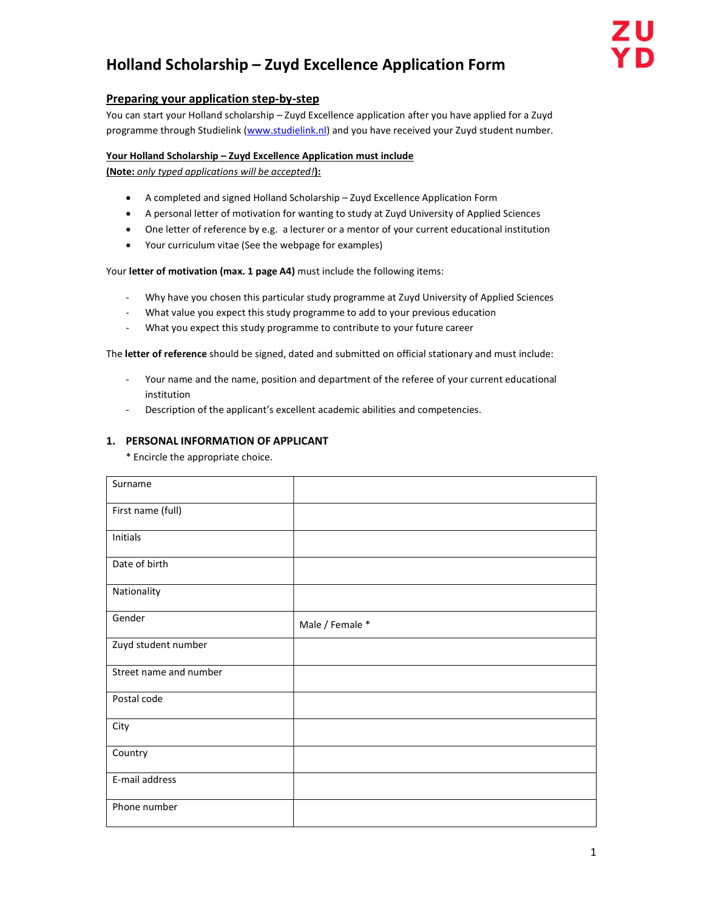# Holland Scholarship – Zuyd Excellence Application Form

## Preparing your application step-by-step

You can start your Holland scholarship – Zuyd Excellence application after you have applied for a Zuyd programme through Studielink ([www.studielink.nl](http://www.studielink.nl)) and you have received your Zuyd student number.

**Your Holland Scholarship – Zuyd Excellence Application must include**
**(Note:** *only typed applications will be accepted!***):**

- A completed and signed Holland Scholarship – Zuyd Excellence Application Form
- A personal letter of motivation for wanting to study at Zuyd University of Applied Sciences
- One letter of reference by e.g. a lecturer or a mentor of your current educational institution
- Your curriculum vitae (See the webpage for examples)

Your **letter of motivation (max. 1 page A4)** must include the following items:

- Why have you chosen this particular study programme at Zuyd University of Applied Sciences
- What value you expect this study programme to add to your previous education
- What you expect this study programme to contribute to your future career

The **letter of reference** should be signed, dated and submitted on official stationary and must include:

- Your name and the name, position and department of the referee of your current educational institution
- Description of the applicant's excellent academic abilities and competencies.

### 1. PERSONAL INFORMATION OF APPLICANT

\* Encircle the appropriate choice.

| | |
|---|---|
| Surname | |
| First name (full) | |
| Initials | |
| Date of birth | |
| Nationality | |
| Gender | Male / Female * |
| Zuyd student number | |
| Street name and number | |
| Postal code | |
| City | |
| Country | |
| E-mail address | |
| Phone number | |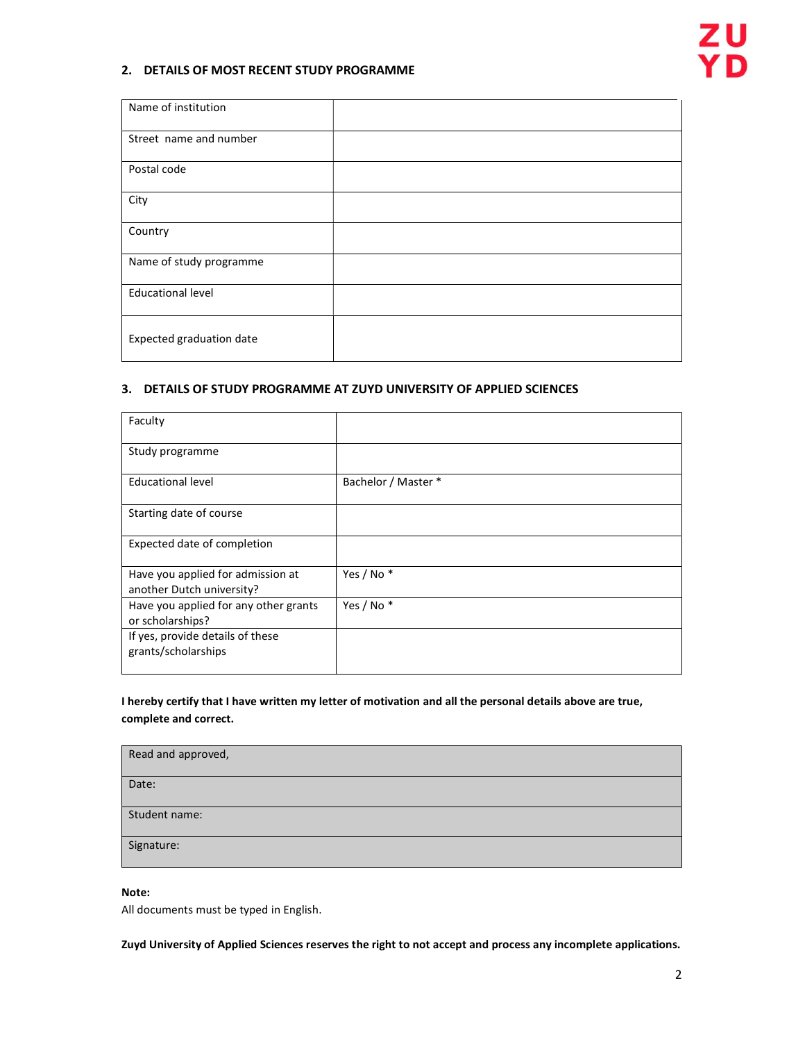## 2. DETAILS OF MOST RECENT STUDY PROGRAMME

| | |
|---|---|
| Name of institution | |
| Street name and number | |
| Postal code | |
| City | |
| Country | |
| Name of study programme | |
| Educational level | |
| Expected graduation date | |

## 3. DETAILS OF STUDY PROGRAMME AT ZUYD UNIVERSITY OF APPLIED SCIENCES

| | |
|---|---|
| Faculty | |
| Study programme | |
| Educational level | Bachelor / Master * |
| Starting date of course | |
| Expected date of completion | |
| Have you applied for admission at another Dutch university? | Yes / No * |
| Have you applied for any other grants or scholarships? | Yes / No * |
| If yes, provide details of these grants/scholarships | |

**I hereby certify that I have written my letter of motivation and all the personal details above are true, complete and correct.**

| |
|---|
| Read and approved, |
| Date: |
| Student name: |
| Signature: |

**Note:**
All documents must be typed in English.

**Zuyd University of Applied Sciences reserves the right to not accept and process any incomplete applications.**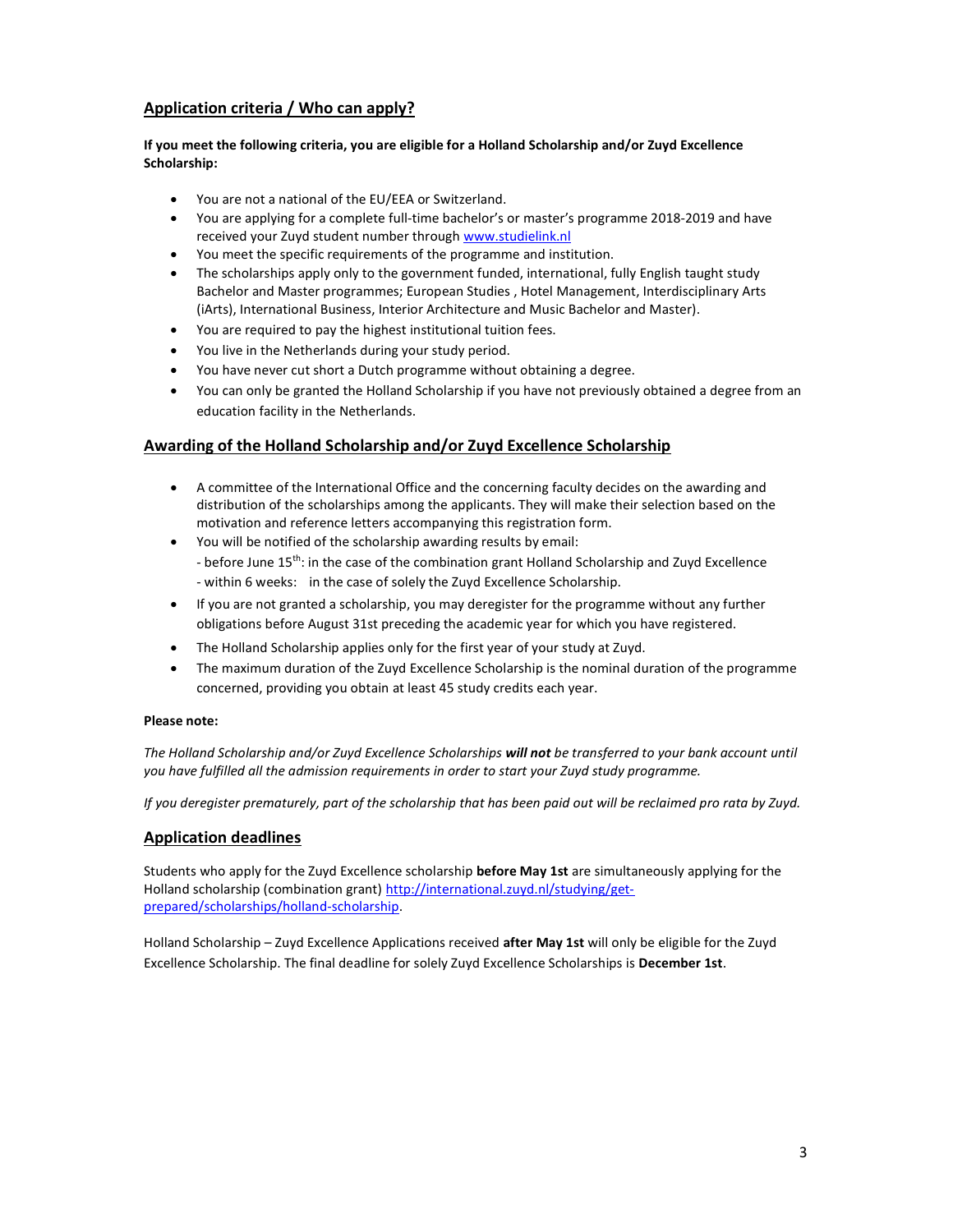## Application criteria / Who can apply?

**If you meet the following criteria, you are eligible for a Holland Scholarship and/or Zuyd Excellence Scholarship:**

- You are not a national of the EU/EEA or Switzerland.
- You are applying for a complete full-time bachelor's or master's programme 2018-2019 and have received your Zuyd student number through [www.studielink.nl](www.studielink.nl)
- You meet the specific requirements of the programme and institution.
- The scholarships apply only to the government funded, international, fully English taught study Bachelor and Master programmes; European Studies , Hotel Management, Interdisciplinary Arts (iArts), International Business, Interior Architecture and Music Bachelor and Master).
- You are required to pay the highest institutional tuition fees.
- You live in the Netherlands during your study period.
- You have never cut short a Dutch programme without obtaining a degree.
- You can only be granted the Holland Scholarship if you have not previously obtained a degree from an education facility in the Netherlands.

## Awarding of the Holland Scholarship and/or Zuyd Excellence Scholarship

- A committee of the International Office and the concerning faculty decides on the awarding and distribution of the scholarships among the applicants. They will make their selection based on the motivation and reference letters accompanying this registration form.
- You will be notified of the scholarship awarding results by email:
  - before June 15th: in the case of the combination grant Holland Scholarship and Zuyd Excellence
  - within 6 weeks: in the case of solely the Zuyd Excellence Scholarship.
- If you are not granted a scholarship, you may deregister for the programme without any further obligations before August 31st preceding the academic year for which you have registered.
- The Holland Scholarship applies only for the first year of your study at Zuyd.
- The maximum duration of the Zuyd Excellence Scholarship is the nominal duration of the programme concerned, providing you obtain at least 45 study credits each year.

**Please note:**

*The Holland Scholarship and/or Zuyd Excellence Scholarships **will not** be transferred to your bank account until you have fulfilled all the admission requirements in order to start your Zuyd study programme.*

*If you deregister prematurely, part of the scholarship that has been paid out will be reclaimed pro rata by Zuyd.*

## Application deadlines

Students who apply for the Zuyd Excellence scholarship **before May 1st** are simultaneously applying for the Holland scholarship (combination grant) [http://international.zuyd.nl/studying/get-prepared/scholarships/holland-scholarship](http://international.zuyd.nl/studying/get-prepared/scholarships/holland-scholarship).

Holland Scholarship – Zuyd Excellence Applications received **after May 1st** will only be eligible for the Zuyd Excellence Scholarship. The final deadline for solely Zuyd Excellence Scholarships is **December 1st**.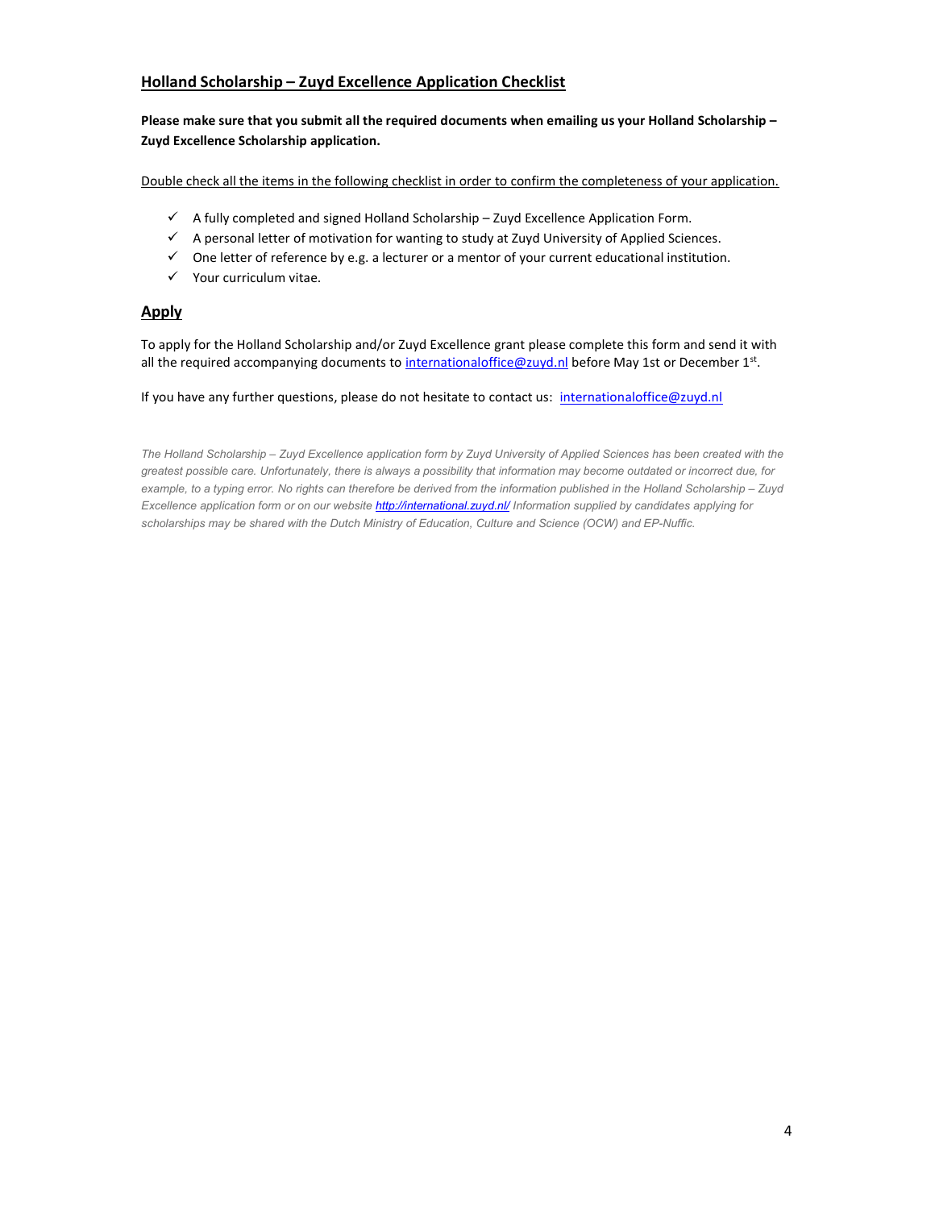## Holland Scholarship – Zuyd Excellence Application Checklist

**Please make sure that you submit all the required documents when emailing us your Holland Scholarship – Zuyd Excellence Scholarship application.**

Double check all the items in the following checklist in order to confirm the completeness of your application.

- ✓ A fully completed and signed Holland Scholarship – Zuyd Excellence Application Form.
- ✓ A personal letter of motivation for wanting to study at Zuyd University of Applied Sciences.
- ✓ One letter of reference by e.g. a lecturer or a mentor of your current educational institution.
- ✓ Your curriculum vitae.

## Apply

To apply for the Holland Scholarship and/or Zuyd Excellence grant please complete this form and send it with all the required accompanying documents to internationaloffice@zuyd.nl before May 1st or December 1st.

If you have any further questions, please do not hesitate to contact us: internationaloffice@zuyd.nl

*The Holland Scholarship – Zuyd Excellence application form by Zuyd University of Applied Sciences has been created with the greatest possible care. Unfortunately, there is always a possibility that information may become outdated or incorrect due, for example, to a typing error. No rights can therefore be derived from the information published in the Holland Scholarship – Zuyd Excellence application form or on our website **http://international.zuyd.nl/** Information supplied by candidates applying for scholarships may be shared with the Dutch Ministry of Education, Culture and Science (OCW) and EP-Nuffic.*